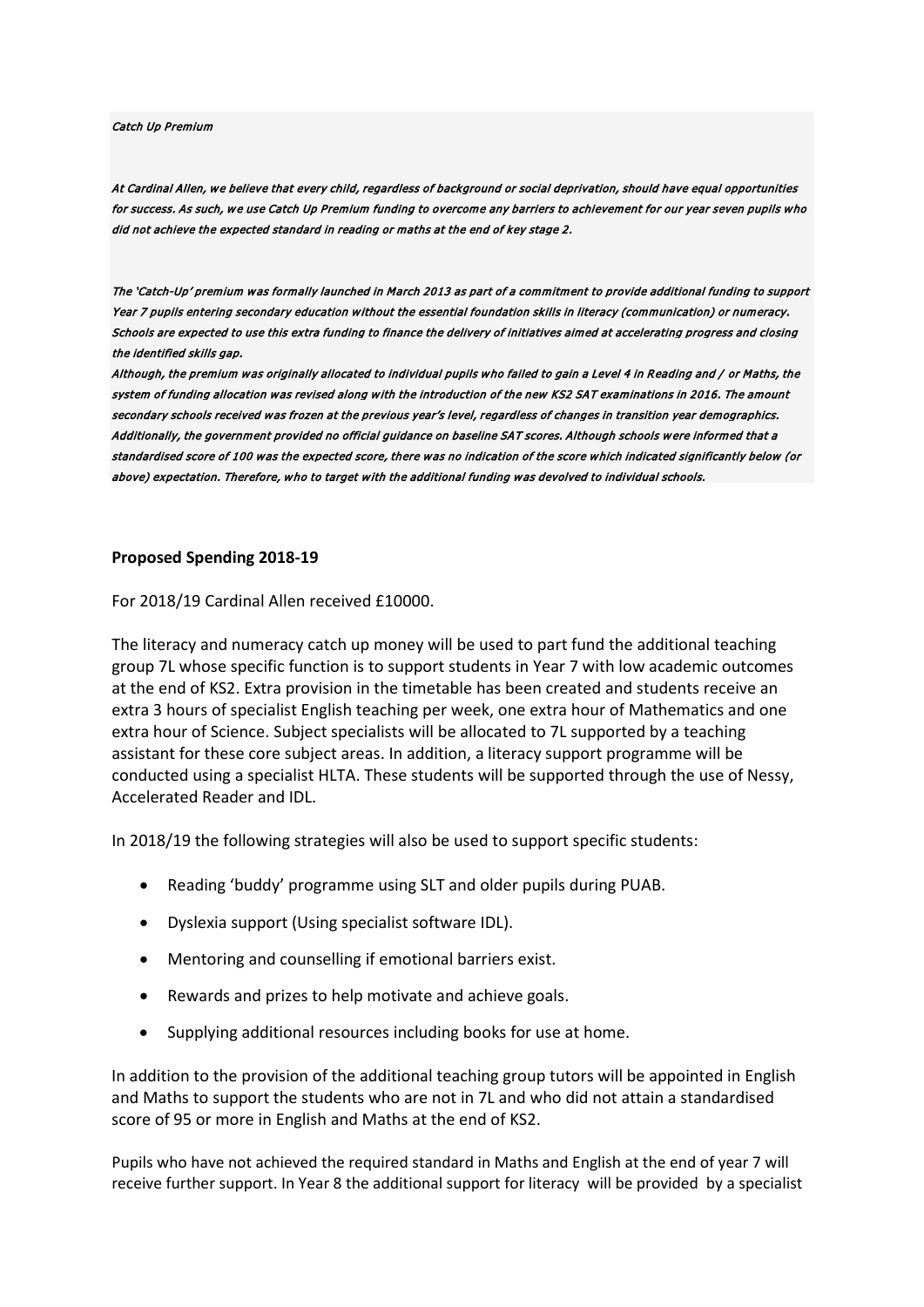*Catch Up Premium*

*At Cardinal Allen, we believe that every child, regardless of background or social deprivation, should have equal opportunities for success. As such, we use Catch Up Premium funding to overcome any barriers to achievement for our year seven pupils who did not achieve the expected standard in reading or maths at the end of key stage 2.*

*The 'Catch-Up' premium was formally launched in March 2013 as part of a commitment to provide additional funding to support Year 7 pupils entering secondary education without the essential foundation skills in literacy (communication) or numeracy. Schools are expected to use this extra funding to finance the delivery of initiatives aimed at accelerating progress and closing the identified skills gap.*

*Although, the premium was originally allocated to individual pupils who failed to gain a Level 4 in Reading and / or Maths, the system of funding allocation was revised along with the introduction of the new KS2 SAT examinations in 2016. The amount secondary schools received was frozen at the previous year's level, regardless of changes in transition year demographics. Additionally, the government provided no official guidance on baseline SAT scores. Although schools were informed that a standardised score of 100 was the expected score, there was no indication of the score which indicated significantly below (or above) expectation. Therefore, who to target with the additional funding was devolved to individual schools.*

**Proposed Spending 2018-19**

For 2018/19 Cardinal Allen received £10000.

The literacy and numeracy catch up money will be used to part fund the additional teaching group 7L whose specific function is to support students in Year 7 with low academic outcomes at the end of KS2. Extra provision in the timetable has been created and students receive an extra 3 hours of specialist English teaching per week, one extra hour of Mathematics and one extra hour of Science. Subject specialists will be allocated to 7L supported by a teaching assistant for these core subject areas. In addition, a literacy support programme will be conducted using a specialist HLTA. These students will be supported through the use of Nessy, Accelerated Reader and IDL.

In 2018/19 the following strategies will also be used to support specific students:

- Reading 'buddy' programme using SLT and older pupils during PUAB.
- Dyslexia support (Using specialist software IDL).
- Mentoring and counselling if emotional barriers exist.
- Rewards and prizes to help motivate and achieve goals.
- Supplying additional resources including books for use at home.

In addition to the provision of the additional teaching group tutors will be appointed in English and Maths to support the students who are not in 7L and who did not attain a standardised score of 95 or more in English and Maths at the end of KS2.

Pupils who have not achieved the required standard in Maths and English at the end of year 7 will receive further support. In Year 8 the additional support for literacy will be provided by a specialist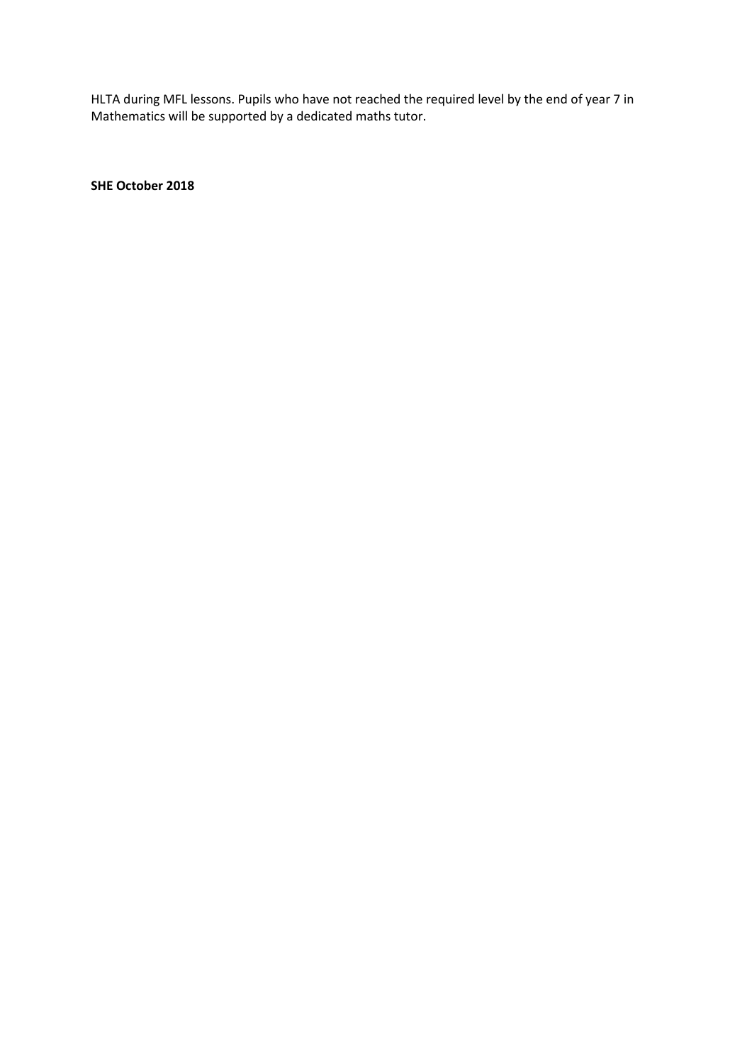HLTA during MFL lessons. Pupils who have not reached the required level by the end of year 7 in Mathematics will be supported by a dedicated maths tutor.

**SHE October 2018**